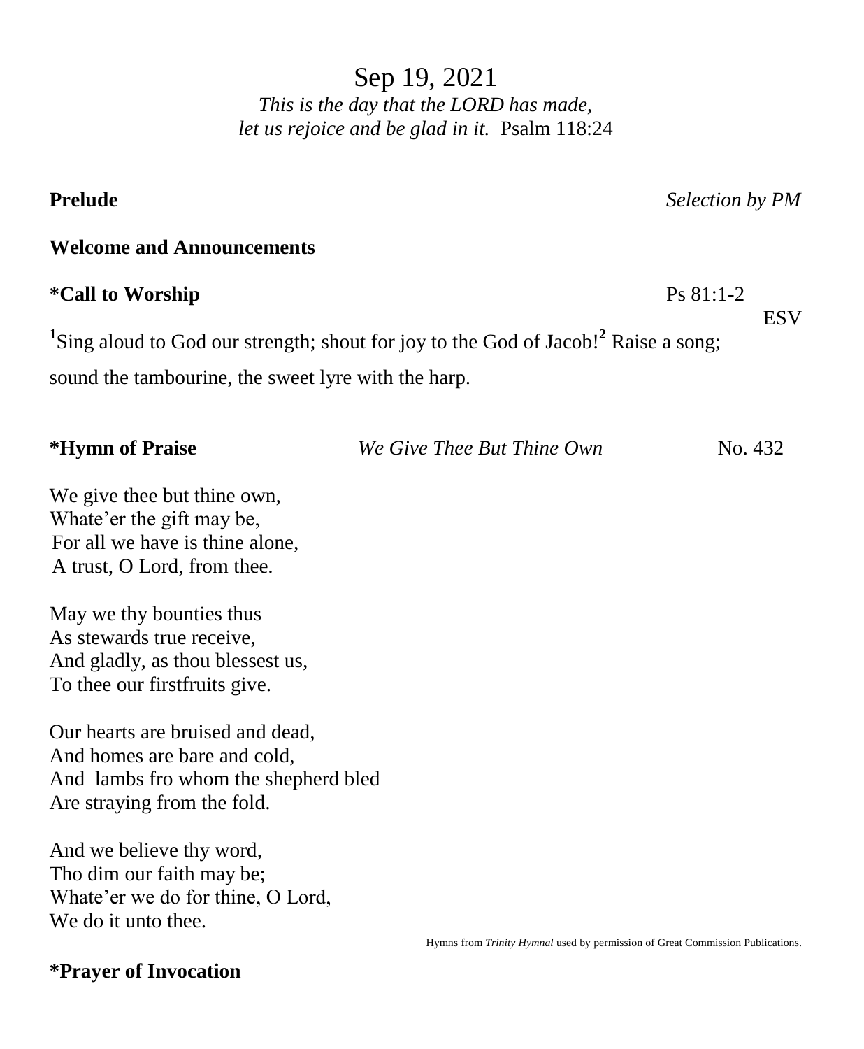# Sep 19, 2021

*This is the day that the LORD has made,*
*let us rejoice and be glad in it.* Psalm 118:24

**Prelude** *Selection by PM*

**Welcome and Announcements**

**\*Call to Worship** Ps 81:1-2 ESV

[1]Sing aloud to God our strength; shout for joy to the God of Jacob![2] Raise a song; sound the tambourine, the sweet lyre with the harp.

**\*Hymn of Praise** *We Give Thee But Thine Own* No. 432

We give thee but thine own,
Whate'er the gift may be,
For all we have is thine alone,
A trust, O Lord, from thee.

May we thy bounties thus
As stewards true receive,
And gladly, as thou blessest us,
To thee our firstfruits give.

Our hearts are bruised and dead,
And homes are bare and cold,
And lambs fro whom the shepherd bled
Are straying from the fold.

And we believe thy word,
Tho dim our faith may be;
Whate'er we do for thine, O Lord,
We do it unto thee.

Hymns from *Trinity Hymnal* used by permission of Great Commission Publications.

**\*Prayer of Invocation**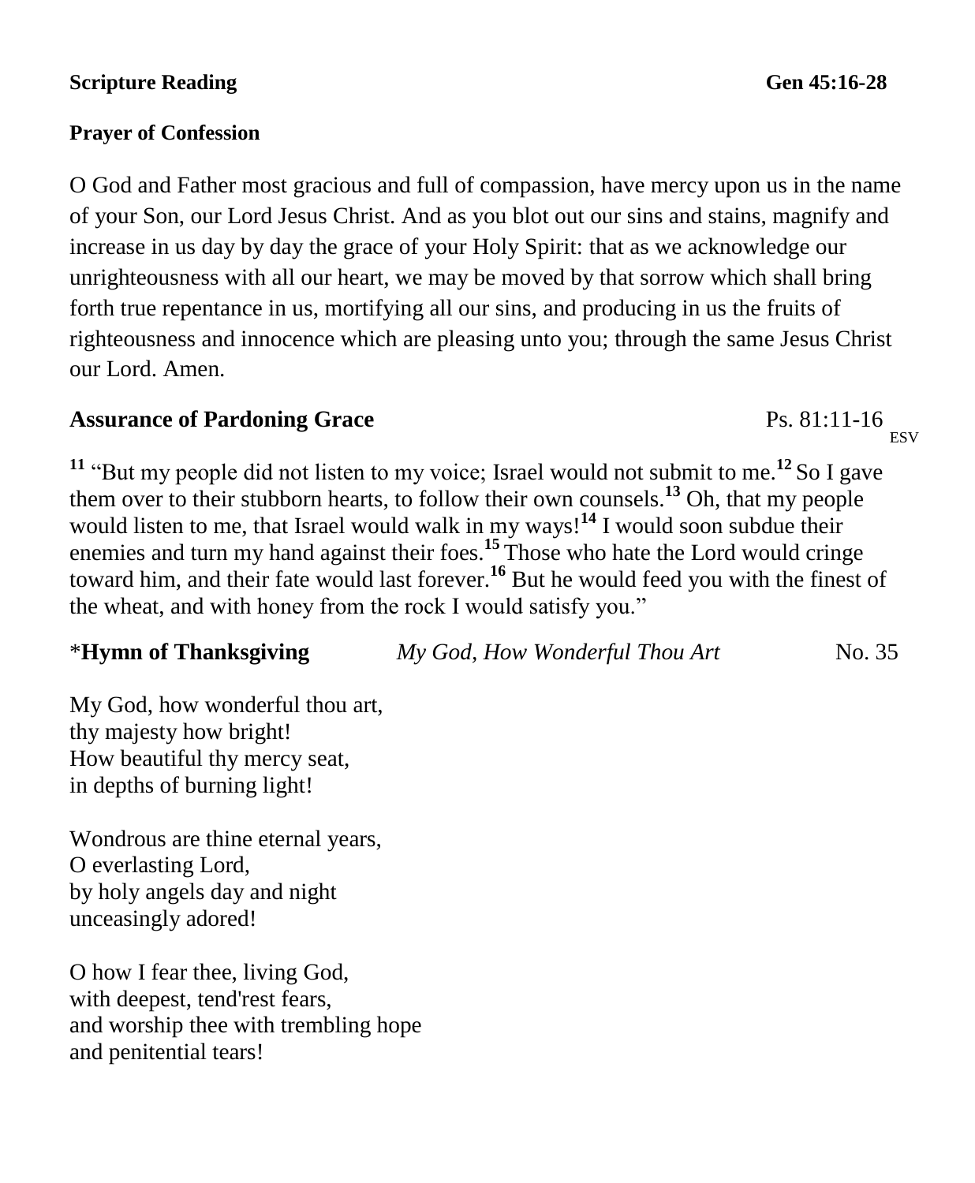**Scripture Reading** **Gen 45:16-28**

**Prayer of Confession**

O God and Father most gracious and full of compassion, have mercy upon us in the name of your Son, our Lord Jesus Christ. And as you blot out our sins and stains, magnify and increase in us day by day the grace of your Holy Spirit: that as we acknowledge our unrighteousness with all our heart, we may be moved by that sorrow which shall bring forth true repentance in us, mortifying all our sins, and producing in us the fruits of righteousness and innocence which are pleasing unto you; through the same Jesus Christ our Lord. Amen.

**Assurance of Pardoning Grace** Ps. 81:11-16 ESV

**11** "But my people did not listen to my voice; Israel would not submit to me.**12** So I gave them over to their stubborn hearts, to follow their own counsels.**13** Oh, that my people would listen to me, that Israel would walk in my ways!**14** I would soon subdue their enemies and turn my hand against their foes.**15** Those who hate the Lord would cringe toward him, and their fate would last forever.**16** But he would feed you with the finest of the wheat, and with honey from the rock I would satisfy you."

\***Hymn of Thanksgiving** *My God, How Wonderful Thou Art* No. 35

My God, how wonderful thou art,
thy majesty how bright!
How beautiful thy mercy seat,
in depths of burning light!

Wondrous are thine eternal years,
O everlasting Lord,
by holy angels day and night
unceasingly adored!

O how I fear thee, living God,
with deepest, tend'rest fears,
and worship thee with trembling hope
and penitential tears!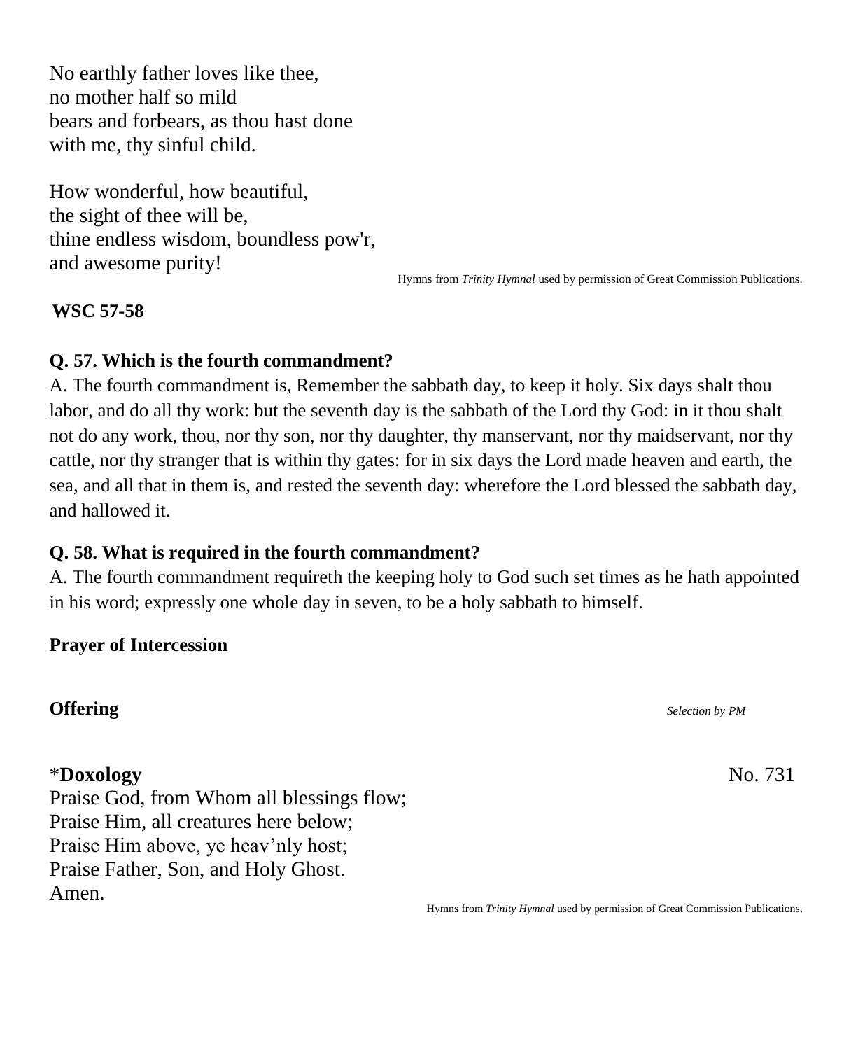No earthly father loves like thee,
no mother half so mild
bears and forbears, as thou hast done
with me, thy sinful child.

How wonderful, how beautiful,
the sight of thee will be,
thine endless wisdom, boundless pow'r,
and awesome purity!

Hymns from *Trinity Hymnal* used by permission of Great Commission Publications.

**WSC 57-58**

**Q. 57. Which is the fourth commandment?**

A. The fourth commandment is, Remember the sabbath day, to keep it holy. Six days shalt thou labor, and do all thy work: but the seventh day is the sabbath of the Lord thy God: in it thou shalt not do any work, thou, nor thy son, nor thy daughter, thy manservant, nor thy maidservant, nor thy cattle, nor thy stranger that is within thy gates: for in six days the Lord made heaven and earth, the sea, and all that in them is, and rested the seventh day: wherefore the Lord blessed the sabbath day, and hallowed it.

**Q. 58. What is required in the fourth commandment?**

A. The fourth commandment requireth the keeping holy to God such set times as he hath appointed in his word; expressly one whole day in seven, to be a holy sabbath to himself.

**Prayer of Intercession**

**Offering** *Selection by PM*

*__Doxology__ No. 731

Praise God, from Whom all blessings flow;
Praise Him, all creatures here below;
Praise Him above, ye heav'nly host;
Praise Father, Son, and Holy Ghost.
Amen.

Hymns from *Trinity Hymnal* used by permission of Great Commission Publications.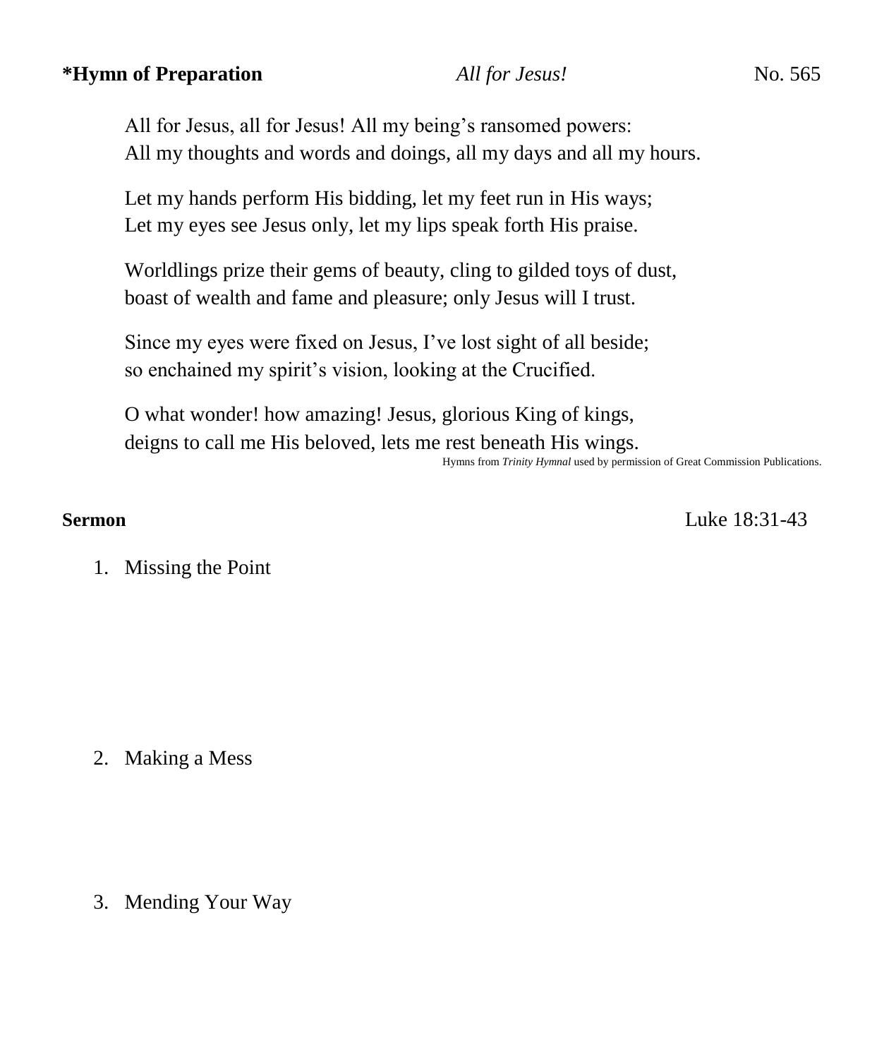**\*Hymn of Preparation** *All for Jesus!* No. 565

All for Jesus, all for Jesus! All my being's ransomed powers:
All my thoughts and words and doings, all my days and all my hours.

Let my hands perform His bidding, let my feet run in His ways;
Let my eyes see Jesus only, let my lips speak forth His praise.

Worldlings prize their gems of beauty, cling to gilded toys of dust,
boast of wealth and fame and pleasure; only Jesus will I trust.

Since my eyes were fixed on Jesus, I've lost sight of all beside;
so enchained my spirit's vision, looking at the Crucified.

O what wonder! how amazing! Jesus, glorious King of kings,
deigns to call me His beloved, lets me rest beneath His wings.

Hymns from *Trinity Hymnal* used by permission of Great Commission Publications.

**Sermon** Luke 18:31-43

1. Missing the Point

2. Making a Mess

3. Mending Your Way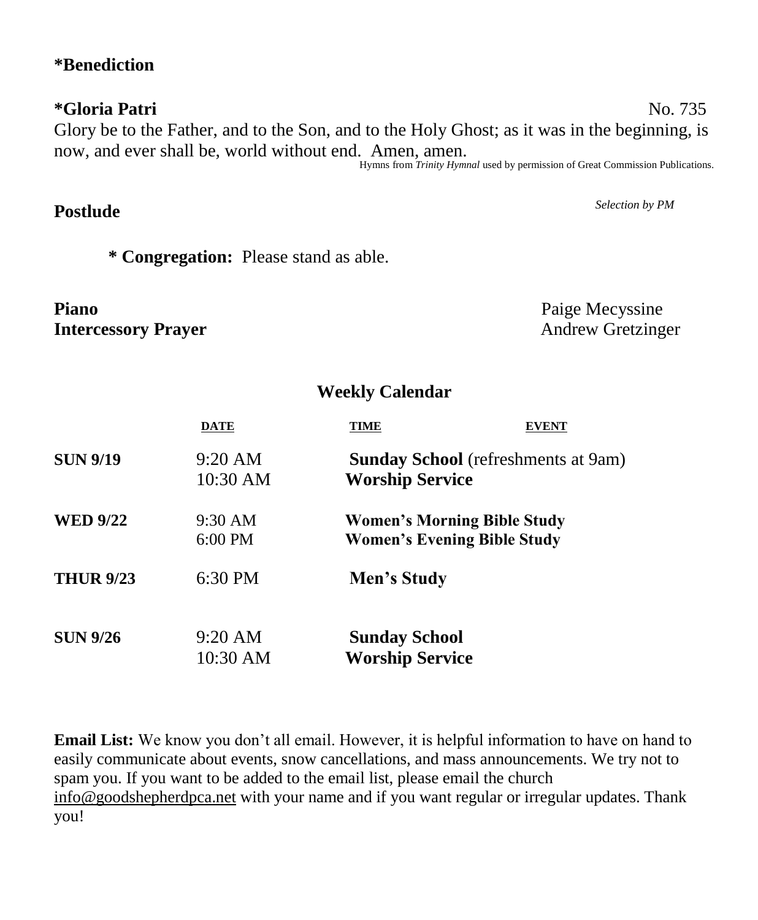**\*Benediction**

**\*Gloria Patri** No. 735

Glory be to the Father, and to the Son, and to the Holy Ghost; as it was in the beginning, is now, and ever shall be, world without end. Amen, amen.

Hymns from *Trinity Hymnal* used by permission of Great Commission Publications.

**Postlude** *Selection by PM*

**\* Congregation:** Please stand as able.

**Piano** Paige Mecyssine
**Intercessory Prayer** Andrew Gretzinger

## Weekly Calendar

| | DATE | TIME | EVENT |
|---|---|---|---|
| **SUN 9/19** | 9:20 AM | **Sunday School** (refreshments at 9am) | |
| | 10:30 AM | **Worship Service** | |
| **WED 9/22** | 9:30 AM | **Women's Morning Bible Study** | |
| | 6:00 PM | **Women's Evening Bible Study** | |
| **THUR 9/23** | 6:30 PM | **Men's Study** | |
| **SUN 9/26** | 9:20 AM | **Sunday School** | |
| | 10:30 AM | **Worship Service** | |

**Email List:** We know you don't all email. However, it is helpful information to have on hand to easily communicate about events, snow cancellations, and mass announcements. We try not to spam you. If you want to be added to the email list, please email the church info@goodshepherdpca.net with your name and if you want regular or irregular updates. Thank you!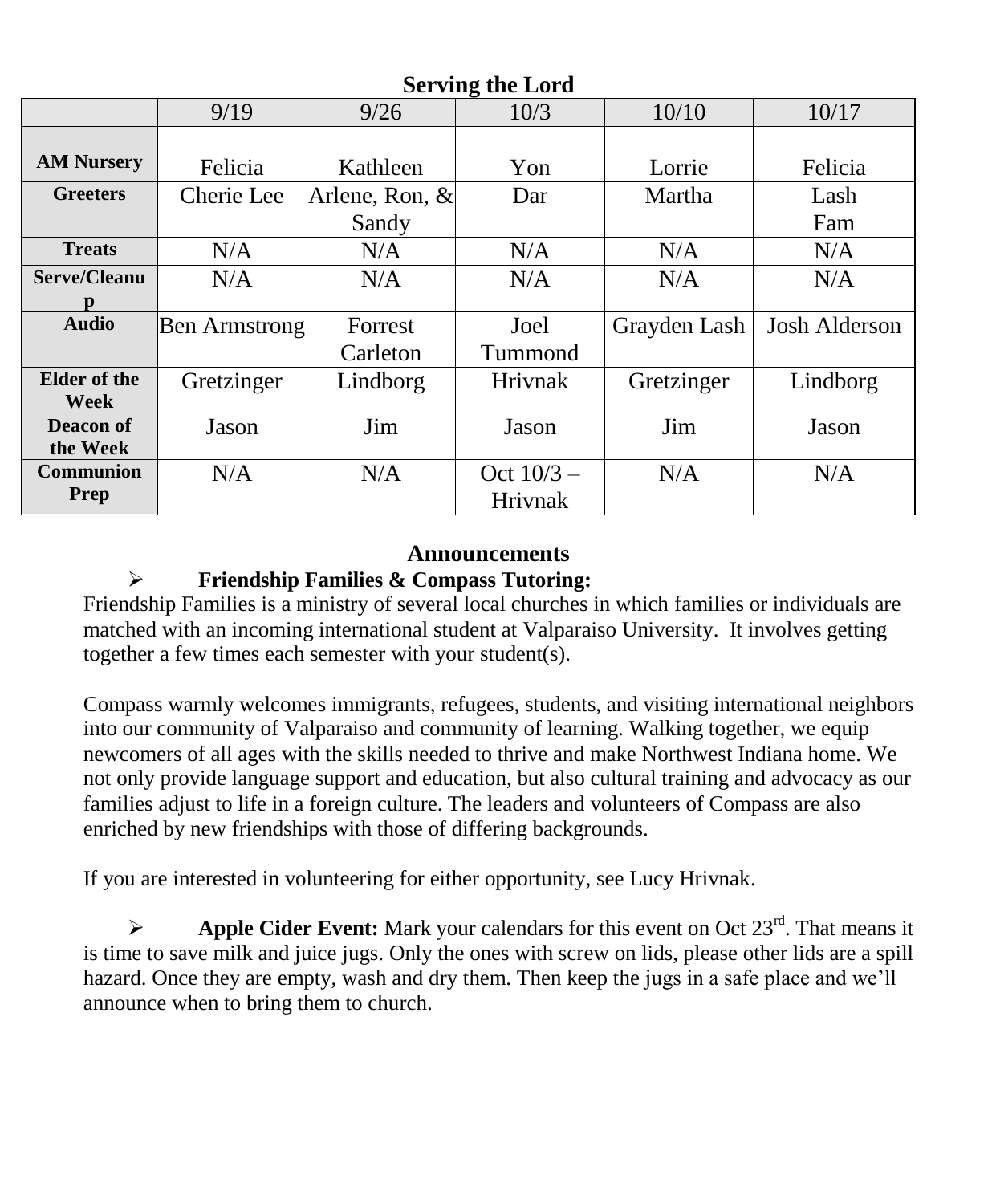## Serving the Lord

| | 9/19 | 9/26 | 10/3 | 10/10 | 10/17 |
|---|---|---|---|---|---|
| **AM Nursery** | Felicia | Kathleen | Yon | Lorrie | Felicia |
| **Greeters** | Cherie Lee | Arlene, Ron, & Sandy | Dar | Martha | Lash Fam |
| **Treats** | N/A | N/A | N/A | N/A | N/A |
| **Serve/Cleanup** | N/A | N/A | N/A | N/A | N/A |
| **Audio** | Ben Armstrong | Forrest Carleton | Joel Tummond | Grayden Lash | Josh Alderson |
| **Elder of the Week** | Gretzinger | Lindborg | Hrivnak | Gretzinger | Lindborg |
| **Deacon of the Week** | Jason | Jim | Jason | Jim | Jason |
| **Communion Prep** | N/A | N/A | Oct 10/3 – Hrivnak | N/A | N/A |

## Announcements

- **Friendship Families & Compass Tutoring:**

Friendship Families is a ministry of several local churches in which families or individuals are matched with an incoming international student at Valparaiso University. It involves getting together a few times each semester with your student(s).

Compass warmly welcomes immigrants, refugees, students, and visiting international neighbors into our community of Valparaiso and community of learning. Walking together, we equip newcomers of all ages with the skills needed to thrive and make Northwest Indiana home. We not only provide language support and education, but also cultural training and advocacy as our families adjust to life in a foreign culture. The leaders and volunteers of Compass are also enriched by new friendships with those of differing backgrounds.

If you are interested in volunteering for either opportunity, see Lucy Hrivnak.

- **Apple Cider Event:** Mark your calendars for this event on Oct 23rd. That means it is time to save milk and juice jugs. Only the ones with screw on lids, please other lids are a spill hazard. Once they are empty, wash and dry them. Then keep the jugs in a safe place and we'll announce when to bring them to church.